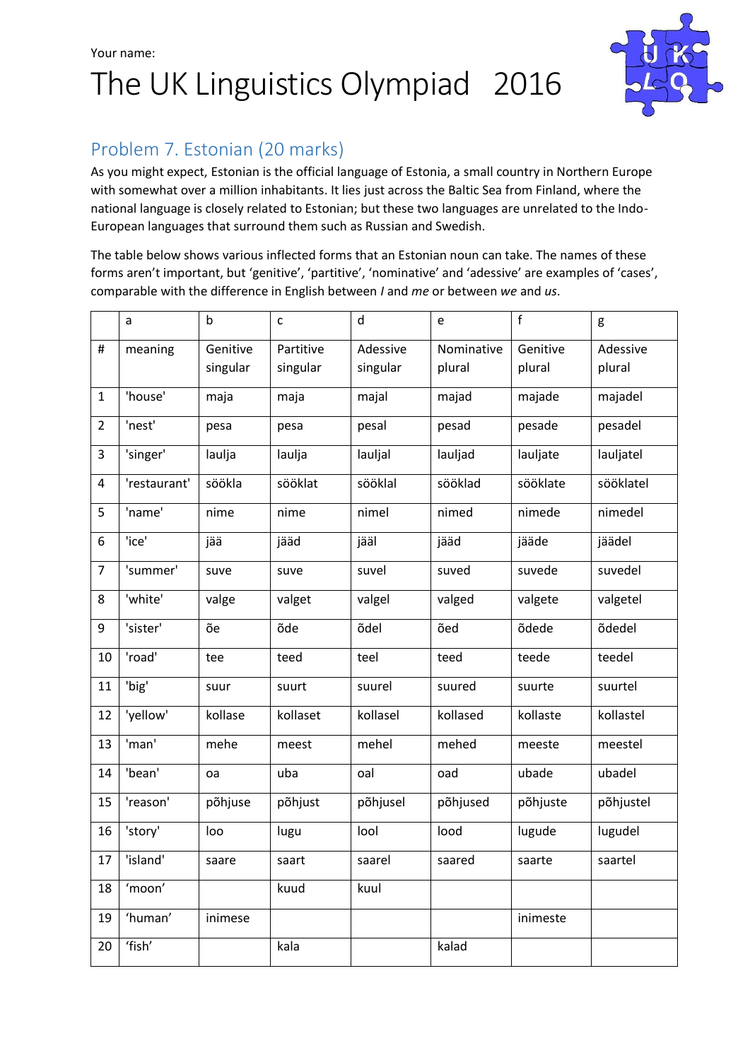Your name:

# The UK Linguistics Olympiad 2016

## Problem 7. Estonian (20 marks)

As you might expect, Estonian is the official language of Estonia, a small country in Northern Europe with somewhat over a million inhabitants. It lies just across the Baltic Sea from Finland, where the national language is closely related to Estonian; but these two languages are unrelated to the Indo-European languages that surround them such as Russian and Swedish.

The table below shows various inflected forms that an Estonian noun can take. The names of these forms aren't important, but 'genitive', 'partitive', 'nominative' and 'adessive' are examples of 'cases', comparable with the difference in English between *I* and *me* or between *we* and *us*.

| | a | b | c | d | e | f | g |
|---|---|---|---|---|---|---|---|
| # | meaning | Genitive singular | Partitive singular | Adessive singular | Nominative plural | Genitive plural | Adessive plural |
| 1 | 'house' | maja | maja | majal | majad | majade | majadel |
| 2 | 'nest' | pesa | pesa | pesal | pesad | pesade | pesadel |
| 3 | 'singer' | laulja | laulja | lauljal | lauljad | lauljate | lauljatel |
| 4 | 'restaurant' | söökla | sööklat | sööklal | söökla d | sööklate | sööklatel |
| 5 | 'name' | nime | nime | nimel | nimed | nimede | nimedel |
| 6 | 'ice' | jää | jääd | jääl | jääd | jääde | jäädel |
| 7 | 'summer' | suve | suve | suvel | suved | suvede | suvedel |
| 8 | 'white' | valge | valget | valgel | valged | valgete | valgetel |
| 9 | 'sister' | õe | õde | õdel | õed | õdede | õdedel |
| 10 | 'road' | tee | teed | teel | teed | teede | teedel |
| 11 | 'big' | suur | suurt | suurel | suured | suurte | suurtel |
| 12 | 'yellow' | kollase | kollaset | kollasel | kollased | kollaste | kollastel |
| 13 | 'man' | mehe | meest | mehel | mehed | meeste | meestel |
| 14 | 'bean' | oa | uba | oal | oad | ubade | ubadel |
| 15 | 'reason' | põhjuse | põhjust | põhjusel | põhjused | põhjuste | põhjustel |
| 16 | 'story' | loo | lugu | lool | lood | lugude | lugudel |
| 17 | 'island' | saare | saart | saarel | saared | saarte | saartel |
| 18 | 'moon' | | kuud | kuul | | | |
| 19 | 'human' | inimese | | | | inimeste | |
| 20 | 'fish' | | kala | | kalad | | |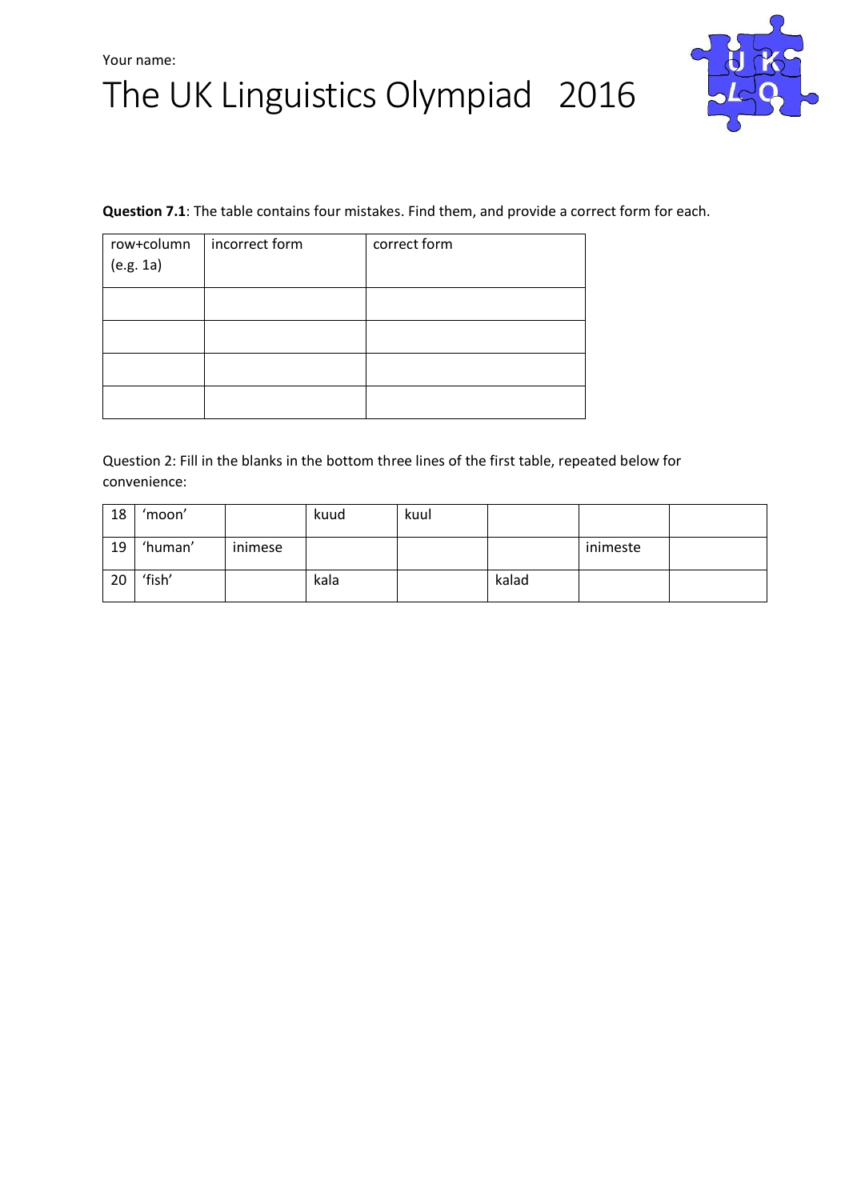Your name:

# The UK Linguistics Olympiad 2016

**Question 7.1**: The table contains four mistakes. Find them, and provide a correct form for each.

| row+column (e.g. 1a) | incorrect form | correct form |
|---|---|---|
| | | |
| | | |
| | | |
| | | |

Question 2: Fill in the blanks in the bottom three lines of the first table, repeated below for convenience:

| | | | | | | | |
|---|---|---|---|---|---|---|---|
| 18 | 'moon' | | kuud | kuul | | | |
| 19 | 'human' | inimese | | | | inimeste | |
| 20 | 'fish' | | kala | | kalad | | |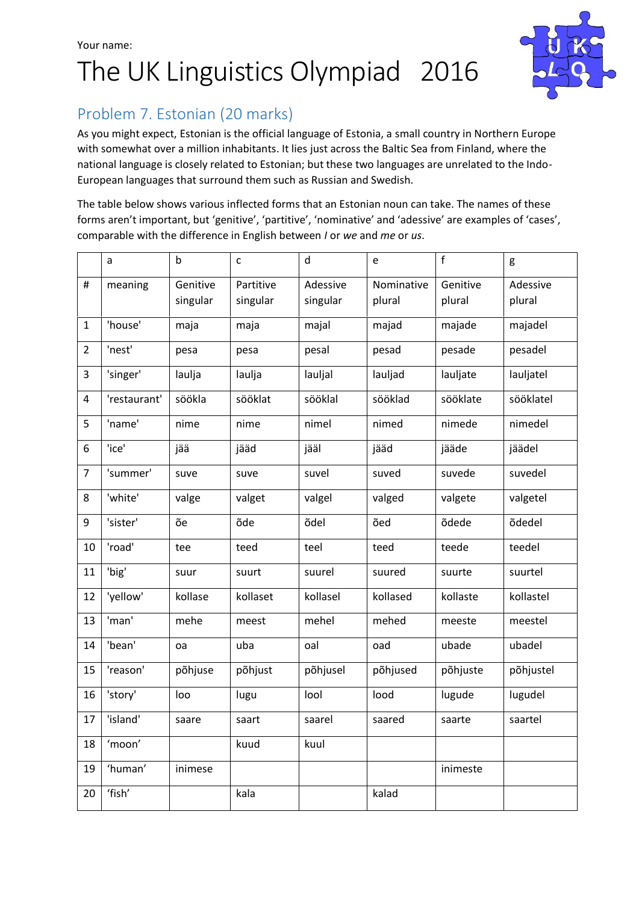Your name:

# The UK Linguistics Olympiad 2016

## Problem 7. Estonian (20 marks)

As you might expect, Estonian is the official language of Estonia, a small country in Northern Europe with somewhat over a million inhabitants. It lies just across the Baltic Sea from Finland, where the national language is closely related to Estonian; but these two languages are unrelated to the Indo-European languages that surround them such as Russian and Swedish.

The table below shows various inflected forms that an Estonian noun can take. The names of these forms aren't important, but 'genitive', 'partitive', 'nominative' and 'adessive' are examples of 'cases', comparable with the difference in English between *I* or *we* and *me* or *us*.

| | a | b | c | d | e | f | g |
|---|---|---|---|---|---|---|---|
| # | meaning | Genitive singular | Partitive singular | Adessive singular | Nominative plural | Genitive plural | Adessive plural |
| 1 | 'house' | maja | maja | majal | majad | majade | majadel |
| 2 | 'nest' | pesa | pesa | pesal | pesad | pesade | pesadel |
| 3 | 'singer' | laulja | laulja | lauljal | lauljad | lauljate | lauljatel |
| 4 | 'restaurant' | söökla | sööklat | sööklal | söököklad | sööklate | sööklatel |
| 5 | 'name' | nime | nime | nimel | nimed | nimede | nimedel |
| 6 | 'ice' | jää | jääd | jääl | jääd | jääde | jäädel |
| 7 | 'summer' | suve | suve | suvel | suved | suvede | suvedel |
| 8 | 'white' | valge | valget | valgel | valged | valgete | valgetel |
| 9 | 'sister' | õe | õde | õdel | õed | õdede | õdedel |
| 10 | 'road' | tee | teed | teel | teed | teede | teedel |
| 11 | 'big' | suur | suurt | suurel | suured | suurte | suurtel |
| 12 | 'yellow' | kollase | kollaset | kollasel | kollased | kollaste | kollastel |
| 13 | 'man' | mehe | meest | mehel | mehed | meeste | meestel |
| 14 | 'bean' | oa | uba | oal | oad | ubade | ubadel |
| 15 | 'reason' | põhjuse | põhjust | põhjusel | põhjused | põhjuste | põhjustel |
| 16 | 'story' | loo | lugu | lool | lood | lugude | lugudel |
| 17 | 'island' | saare | saart | saarel | saared | saarte | saartel |
| 18 | 'moon' | | kuud | kuul | | | |
| 19 | 'human' | inimese | | | | inimeste | |
| 20 | 'fish' | | kala | | kalad | | |

Your name:

# The UK Linguistics Olympiad 2016

## Problem 7. Estonian (20 marks)

As you might expect, Estonian is the official language of Estonia, a small country in Northern Europe with somewhat over a million inhabitants. It lies just across the Baltic Sea from Finland, where the national language is closely related to Estonian; but these two languages are unrelated to the Indo-European languages that surround them such as Russian and Swedish.

The table below shows various inflected forms that an Estonian noun can take. The names of these forms aren't important, but 'genitive', 'partitive', 'nominative' and 'adessive' are examples of 'cases', comparable with the difference in English between *I* or *we* and *me* or *us*.

| | a | b | c | d | e | f | g |
|---|---|---|---|---|---|---|---|
| # | meaning | Genitive singular | Partitive singular | Adessive singular | Nominative plural | Genitive plural | Adessive plural |
| 1 | 'house' | maja | maja | majal | majad | majade | majadel |
| 2 | 'nest' | pesa | pesa | pesal | pesad | pesade | pesadel |
| 3 | 'singer' | laulja | laulja | lauljal | lauljad | lauljate | lauljatel |
| 4 | 'restaurant' | söökla | sööklat | sööklal | sööklad | sööklate | sööklatel |
| 5 | 'name' | nime | nime | nimel | nimed | nimede | nimedel |
| 6 | 'ice' | jää | jääd | jääl | jääd | jääde | jäädel |
| 7 | 'summer' | suve | suve | suvel | suved | suvede | suvedel |
| 8 | 'white' | valge | valget | valgel | valged | valgete | valgetel |
| 9 | 'sister' | õe | õde | õdel | õed | õdede | õdedel |
| 10 | 'road' | tee | teed | teel | teed | teede | teedel |
| 11 | 'big' | suur | suurt | suurel | suured | suurte | suurtel |
| 12 | 'yellow' | kollase | kollaset | kollasel | kollased | kollaste | kollastel |
| 13 | 'man' | mehe | meest | mehel | mehed | meeste | meestel |
| 14 | 'bean' | oa | uba | oal | oad | ubade | ubadel |
| 15 | 'reason' | põhjuse | põhjust | põhjusel | põhjused | põhjuste | põhjustel |
| 16 | 'story' | loo | lugu | lool | lood | lugude | lugudel |
| 17 | 'island' | saare | saart | saarel | saared | saarte | saartel |
| 18 | 'moon' | | kuud | kuul | | | |
| 19 | 'human' | inimese | | | | inimeste | |
| 20 | 'fish' | | kala | | kalad | | |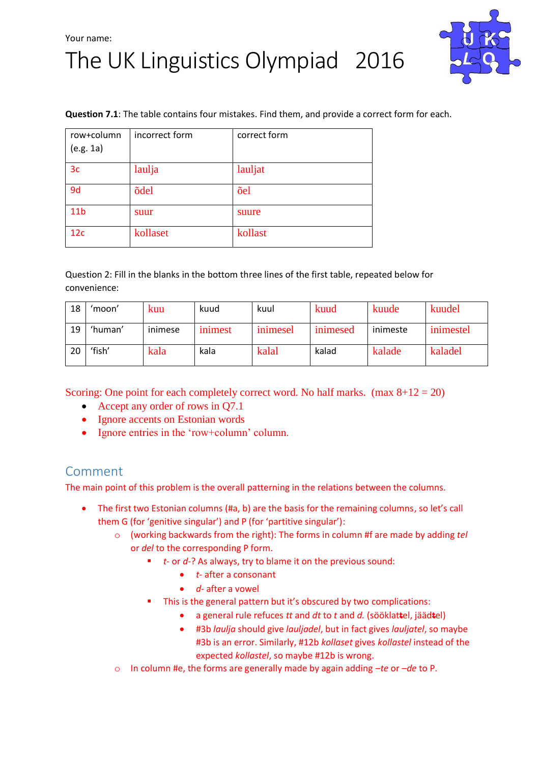Your name:

# The UK Linguistics Olympiad 2016

**Question 7.1**: The table contains four mistakes. Find them, and provide a correct form for each.

| row+column (e.g. 1a) | incorrect form | correct form |
|---|---|---|
| 3c | laulja | lauljat |
| 9d | õdel | õel |
| 11b | suur | suure |
| 12c | kollaset | kollast |

Question 2: Fill in the blanks in the bottom three lines of the first table, repeated below for convenience:

| 18 | 'moon' | kuu | kuud | kuul | kuud | kuude | kuudel |
|---|---|---|---|---|---|---|---|
| 19 | 'human' | inimese | inimest | inimesel | inimesed | inimeste | inimestel |
| 20 | 'fish' | kala | kala | kalal | kalad | kalade | kaladel |

Scoring: One point for each completely correct word. No half marks. (max 8+12 = 20)

- Accept any order of rows in Q7.1
- Ignore accents on Estonian words
- Ignore entries in the 'row+column' column.

## Comment

The main point of this problem is the overall patterning in the relations between the columns.

- The first two Estonian columns (#a, b) are the basis for the remaining columns, so let's call them G (for 'genitive singular') and P (for 'partitive singular'):
  - (working backwards from the right): The forms in column #f are made by adding *tel* or *del* to the corresponding P form.
    - *t-* or *d-*? As always, try to blame it on the previous sound:
      - *t-* after a consonant
      - *d-* after a vowel
    - This is the general pattern but it's obscured by two complications:
      - a general rule reduces *tt* and *dt* to *t* and *d.* (sööklat~~t~~el, jääd~~t~~el)
      - #3b *laulja* should give *lauljadel*, but in fact gives *lauljatel*, so maybe #3b is an error. Similarly, #12b *kollaset* gives *kollastel* instead of the expected *kollastel*, so maybe #12b is wrong.
  - In column #e, the forms are generally made by again adding *–te* or *–de* to P.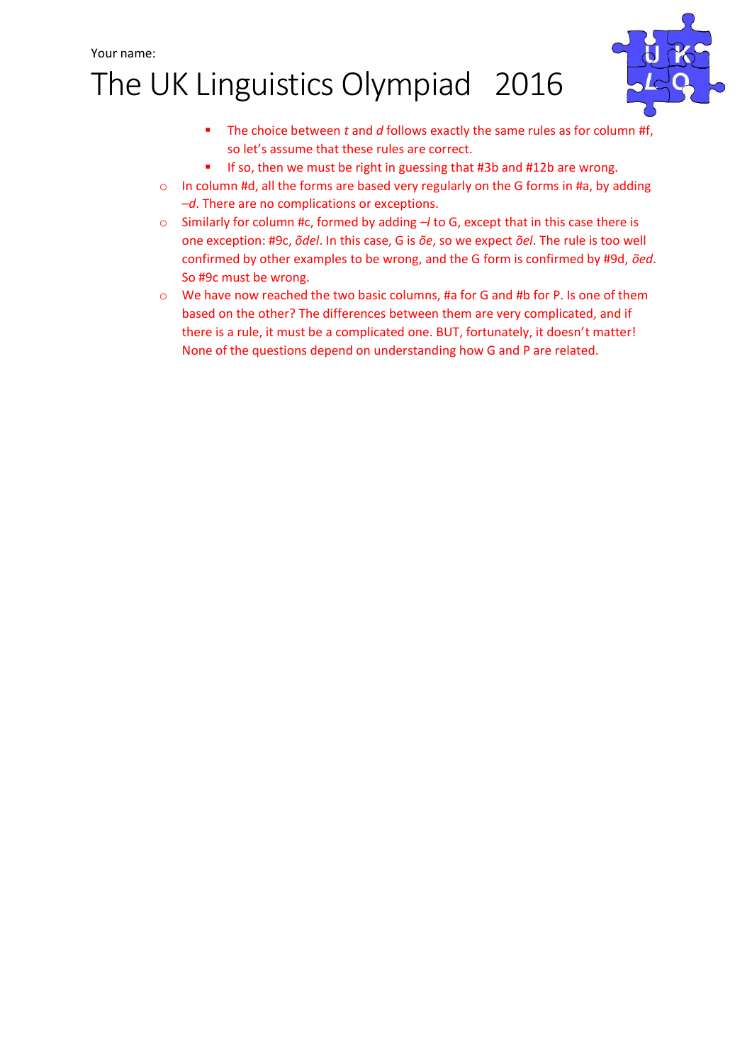- The choice between *t* and *d* follows exactly the same rules as for column #f, so let's assume that these rules are correct.
  - If so, then we must be right in guessing that #3b and #12b are wrong.
- In column #d, all the forms are based very regularly on the G forms in #a, by adding –*d*. There are no complications or exceptions.
- Similarly for column #c, formed by adding –*l* to G, except that in this case there is one exception: #9c, *õdel*. In this case, G is *õe*, so we expect *õel*. The rule is too well confirmed by other examples to be wrong, and the G form is confirmed by #9d, *õed*. So #9c must be wrong.
- We have now reached the two basic columns, #a for G and #b for P. Is one of them based on the other? The differences between them are very complicated, and if there is a rule, it must be a complicated one. BUT, fortunately, it doesn't matter! None of the questions depend on understanding how G and P are related.